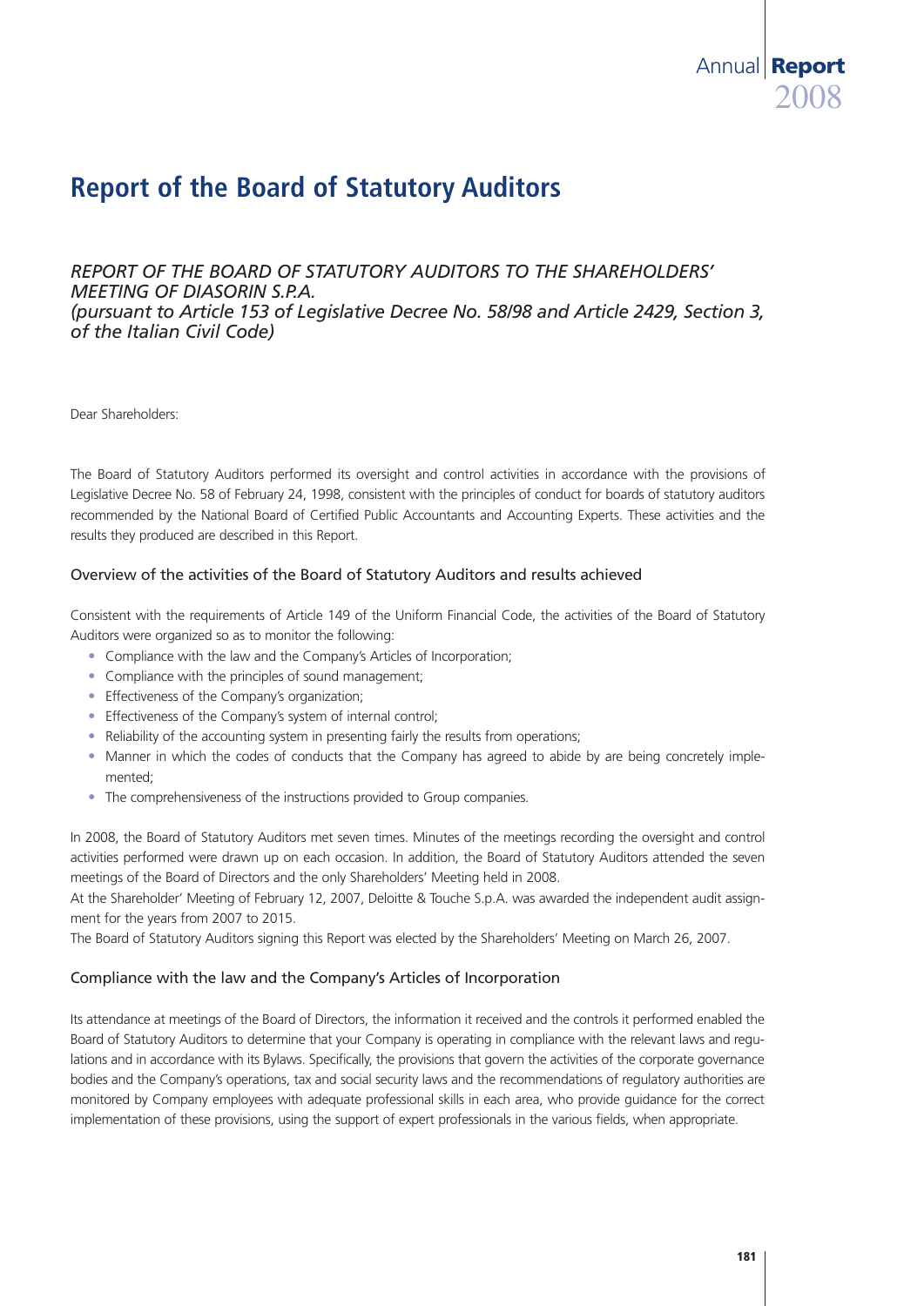# Report of the Board of Statutory Auditors

*REPORT OF THE BOARD OF STATUTORY AUDITORS TO THE SHAREHOLDERS' MEETING OF DIASORIN S.P.A.*
*(pursuant to Article 153 of Legislative Decree No. 58/98 and Article 2429, Section 3, of the Italian Civil Code)*

Dear Shareholders:

The Board of Statutory Auditors performed its oversight and control activities in accordance with the provisions of Legislative Decree No. 58 of February 24, 1998, consistent with the principles of conduct for boards of statutory auditors recommended by the National Board of Certified Public Accountants and Accounting Experts. These activities and the results they produced are described in this Report.

## Overview of the activities of the Board of Statutory Auditors and results achieved

Consistent with the requirements of Article 149 of the Uniform Financial Code, the activities of the Board of Statutory Auditors were organized so as to monitor the following:

- Compliance with the law and the Company's Articles of Incorporation;
- Compliance with the principles of sound management;
- Effectiveness of the Company's organization;
- Effectiveness of the Company's system of internal control;
- Reliability of the accounting system in presenting fairly the results from operations;
- Manner in which the codes of conducts that the Company has agreed to abide by are being concretely implemented;
- The comprehensiveness of the instructions provided to Group companies.

In 2008, the Board of Statutory Auditors met seven times. Minutes of the meetings recording the oversight and control activities performed were drawn up on each occasion. In addition, the Board of Statutory Auditors attended the seven meetings of the Board of Directors and the only Shareholders' Meeting held in 2008.

At the Shareholder' Meeting of February 12, 2007, Deloitte & Touche S.p.A. was awarded the independent audit assignment for the years from 2007 to 2015.

The Board of Statutory Auditors signing this Report was elected by the Shareholders' Meeting on March 26, 2007.

## Compliance with the law and the Company's Articles of Incorporation

Its attendance at meetings of the Board of Directors, the information it received and the controls it performed enabled the Board of Statutory Auditors to determine that your Company is operating in compliance with the relevant laws and regulations and in accordance with its Bylaws. Specifically, the provisions that govern the activities of the corporate governance bodies and the Company's operations, tax and social security laws and the recommendations of regulatory authorities are monitored by Company employees with adequate professional skills in each area, who provide guidance for the correct implementation of these provisions, using the support of expert professionals in the various fields, when appropriate.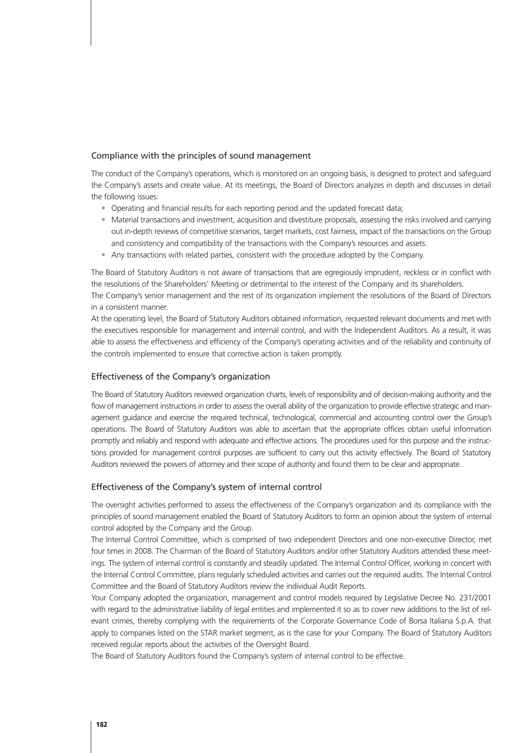## Compliance with the principles of sound management

The conduct of the Company's operations, which is monitored on an ongoing basis, is designed to protect and safeguard the Company's assets and create value. At its meetings, the Board of Directors analyzes in depth and discusses in detail the following issues:

- Operating and financial results for each reporting period and the updated forecast data;
- Material transactions and investment, acquisition and divestiture proposals, assessing the risks involved and carrying out in-depth reviews of competitive scenarios, target markets, cost fairness, impact of the transactions on the Group and consistency and compatibility of the transactions with the Company's resources and assets.
- Any transactions with related parties, consistent with the procedure adopted by the Company.

The Board of Statutory Auditors is not aware of transactions that are egregiously imprudent, reckless or in conflict with the resolutions of the Shareholders' Meeting or detrimental to the interest of the Company and its shareholders.

The Company's senior management and the rest of its organization implement the resolutions of the Board of Directors in a consistent manner.

At the operating level, the Board of Statutory Auditors obtained information, requested relevant documents and met with the executives responsible for management and internal control, and with the Independent Auditors. As a result, it was able to assess the effectiveness and efficiency of the Company's operating activities and of the reliability and continuity of the controls implemented to ensure that corrective action is taken promptly.

## Effectiveness of the Company's organization

The Board of Statutory Auditors reviewed organization charts, levels of responsibility and of decision-making authority and the flow of management instructions in order to assess the overall ability of the organization to provide effective strategic and management guidance and exercise the required technical, technological, commercial and accounting control over the Group's operations. The Board of Statutory Auditors was able to ascertain that the appropriate offices obtain useful information promptly and reliably and respond with adequate and effective actions. The procedures used for this purpose and the instructions provided for management control purposes are sufficient to carry out this activity effectively. The Board of Statutory Auditors reviewed the powers of attorney and their scope of authority and found them to be clear and appropriate.

## Effectiveness of the Company's system of internal control

The oversight activities performed to assess the effectiveness of the Company's organization and its compliance with the principles of sound management enabled the Board of Statutory Auditors to form an opinion about the system of internal control adopted by the Company and the Group.

The Internal Control Committee, which is comprised of two independent Directors and one non-executive Director, met four times in 2008. The Chairman of the Board of Statutory Auditors and/or other Statutory Auditors attended these meetings. The system of internal control is constantly and steadily updated. The Internal Control Officer, working in concert with the Internal Control Committee, plans regularly scheduled activities and carries out the required audits. The Internal Control Committee and the Board of Statutory Auditors review the individual Audit Reports.

Your Company adopted the organization, management and control models required by Legislative Decree No. 231/2001 with regard to the administrative liability of legal entities and implemented it so as to cover new additions to the list of relevant crimes, thereby complying with the requirements of the Corporate Governance Code of Borsa Italiana S.p.A. that apply to companies listed on the STAR market segment, as is the case for your Company. The Board of Statutory Auditors received regular reports about the activities of the Oversight Board.

The Board of Statutory Auditors found the Company's system of internal control to be effective.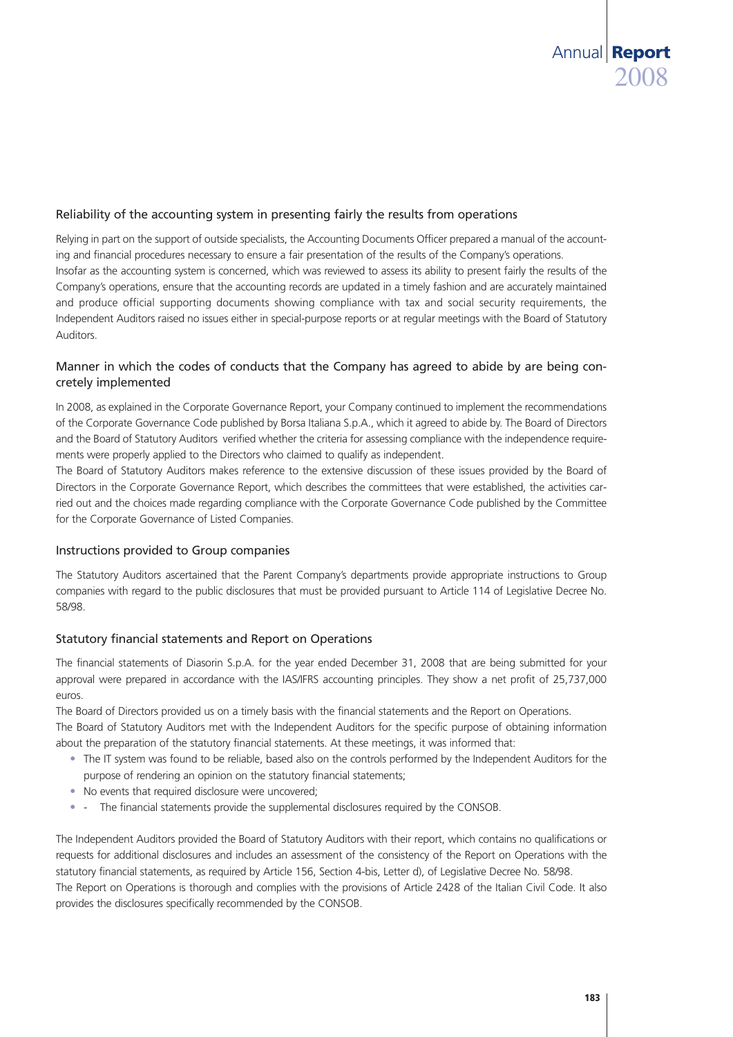## Reliability of the accounting system in presenting fairly the results from operations

Relying in part on the support of outside specialists, the Accounting Documents Officer prepared a manual of the accounting and financial procedures necessary to ensure a fair presentation of the results of the Company's operations.

Insofar as the accounting system is concerned, which was reviewed to assess its ability to present fairly the results of the Company's operations, ensure that the accounting records are updated in a timely fashion and are accurately maintained and produce official supporting documents showing compliance with tax and social security requirements, the Independent Auditors raised no issues either in special-purpose reports or at regular meetings with the Board of Statutory Auditors.

## Manner in which the codes of conducts that the Company has agreed to abide by are being concretely implemented

In 2008, as explained in the Corporate Governance Report, your Company continued to implement the recommendations of the Corporate Governance Code published by Borsa Italiana S.p.A., which it agreed to abide by. The Board of Directors and the Board of Statutory Auditors verified whether the criteria for assessing compliance with the independence requirements were properly applied to the Directors who claimed to qualify as independent.

The Board of Statutory Auditors makes reference to the extensive discussion of these issues provided by the Board of Directors in the Corporate Governance Report, which describes the committees that were established, the activities carried out and the choices made regarding compliance with the Corporate Governance Code published by the Committee for the Corporate Governance of Listed Companies.

## Instructions provided to Group companies

The Statutory Auditors ascertained that the Parent Company's departments provide appropriate instructions to Group companies with regard to the public disclosures that must be provided pursuant to Article 114 of Legislative Decree No. 58/98.

## Statutory financial statements and Report on Operations

The financial statements of Diasorin S.p.A. for the year ended December 31, 2008 that are being submitted for your approval were prepared in accordance with the IAS/IFRS accounting principles. They show a net profit of 25,737,000 euros.

The Board of Directors provided us on a timely basis with the financial statements and the Report on Operations.

The Board of Statutory Auditors met with the Independent Auditors for the specific purpose of obtaining information about the preparation of the statutory financial statements. At these meetings, it was informed that:

- The IT system was found to be reliable, based also on the controls performed by the Independent Auditors for the purpose of rendering an opinion on the statutory financial statements;
- No events that required disclosure were uncovered;
- - The financial statements provide the supplemental disclosures required by the CONSOB.

The Independent Auditors provided the Board of Statutory Auditors with their report, which contains no qualifications or requests for additional disclosures and includes an assessment of the consistency of the Report on Operations with the statutory financial statements, as required by Article 156, Section 4-bis, Letter d), of Legislative Decree No. 58/98.

The Report on Operations is thorough and complies with the provisions of Article 2428 of the Italian Civil Code. It also provides the disclosures specifically recommended by the CONSOB.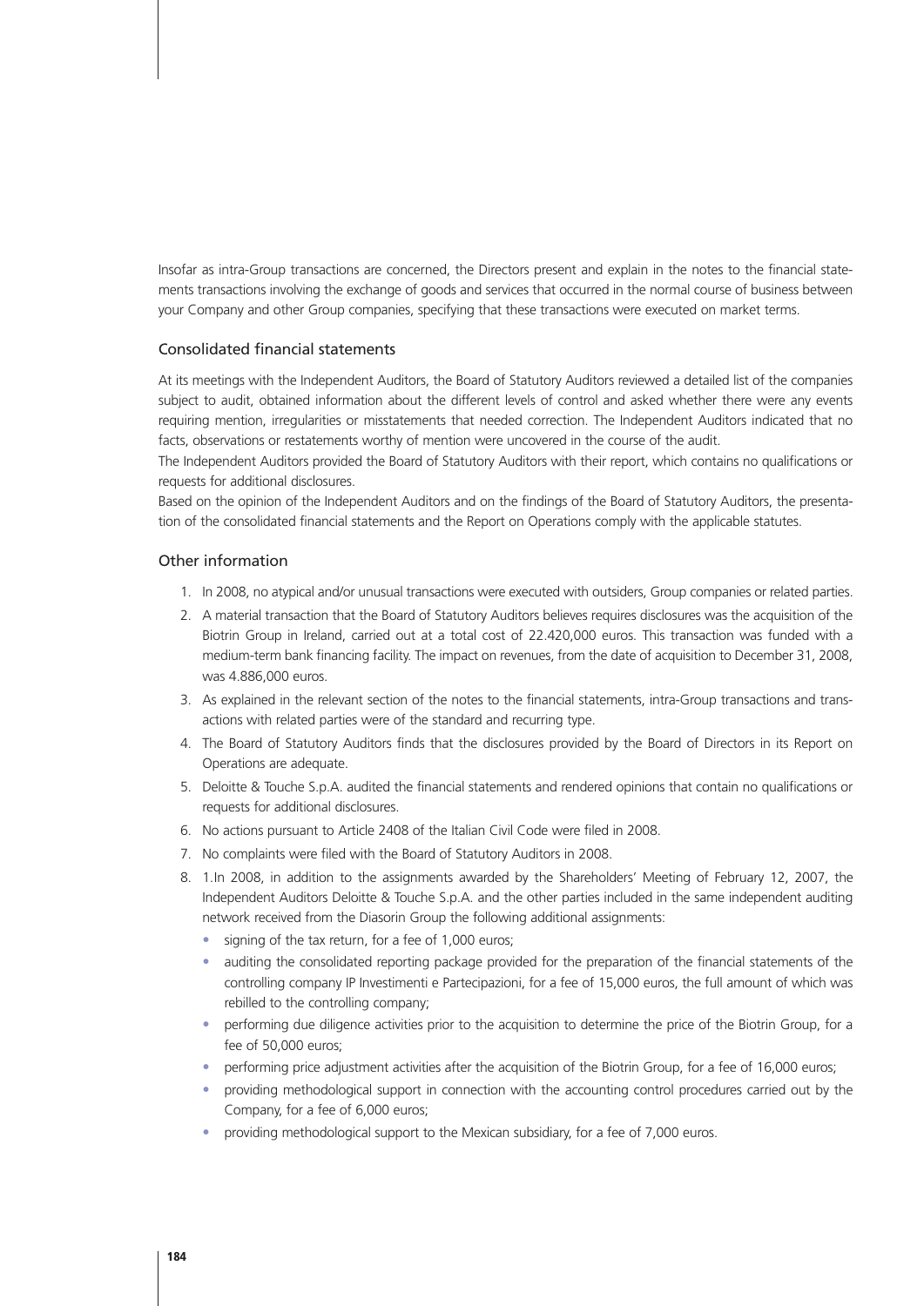Insofar as intra-Group transactions are concerned, the Directors present and explain in the notes to the financial statements transactions involving the exchange of goods and services that occurred in the normal course of business between your Company and other Group companies, specifying that these transactions were executed on market terms.

## Consolidated financial statements

At its meetings with the Independent Auditors, the Board of Statutory Auditors reviewed a detailed list of the companies subject to audit, obtained information about the different levels of control and asked whether there were any events requiring mention, irregularities or misstatements that needed correction. The Independent Auditors indicated that no facts, observations or restatements worthy of mention were uncovered in the course of the audit.

The Independent Auditors provided the Board of Statutory Auditors with their report, which contains no qualifications or requests for additional disclosures.

Based on the opinion of the Independent Auditors and on the findings of the Board of Statutory Auditors, the presentation of the consolidated financial statements and the Report on Operations comply with the applicable statutes.

## Other information

1. In 2008, no atypical and/or unusual transactions were executed with outsiders, Group companies or related parties.
2. A material transaction that the Board of Statutory Auditors believes requires disclosures was the acquisition of the Biotrin Group in Ireland, carried out at a total cost of 22.420,000 euros. This transaction was funded with a medium-term bank financing facility. The impact on revenues, from the date of acquisition to December 31, 2008, was 4.886,000 euros.
3. As explained in the relevant section of the notes to the financial statements, intra-Group transactions and transactions with related parties were of the standard and recurring type.
4. The Board of Statutory Auditors finds that the disclosures provided by the Board of Directors in its Report on Operations are adequate.
5. Deloitte & Touche S.p.A. audited the financial statements and rendered opinions that contain no qualifications or requests for additional disclosures.
6. No actions pursuant to Article 2408 of the Italian Civil Code were filed in 2008.
7. No complaints were filed with the Board of Statutory Auditors in 2008.
8. 1.In 2008, in addition to the assignments awarded by the Shareholders' Meeting of February 12, 2007, the Independent Auditors Deloitte & Touche S.p.A. and the other parties included in the same independent auditing network received from the Diasorin Group the following additional assignments:
   - signing of the tax return, for a fee of 1,000 euros;
   - auditing the consolidated reporting package provided for the preparation of the financial statements of the controlling company IP Investimenti e Partecipazioni, for a fee of 15,000 euros, the full amount of which was rebilled to the controlling company;
   - performing due diligence activities prior to the acquisition to determine the price of the Biotrin Group, for a fee of 50,000 euros;
   - performing price adjustment activities after the acquisition of the Biotrin Group, for a fee of 16,000 euros;
   - providing methodological support in connection with the accounting control procedures carried out by the Company, for a fee of 6,000 euros;
   - providing methodological support to the Mexican subsidiary, for a fee of 7,000 euros.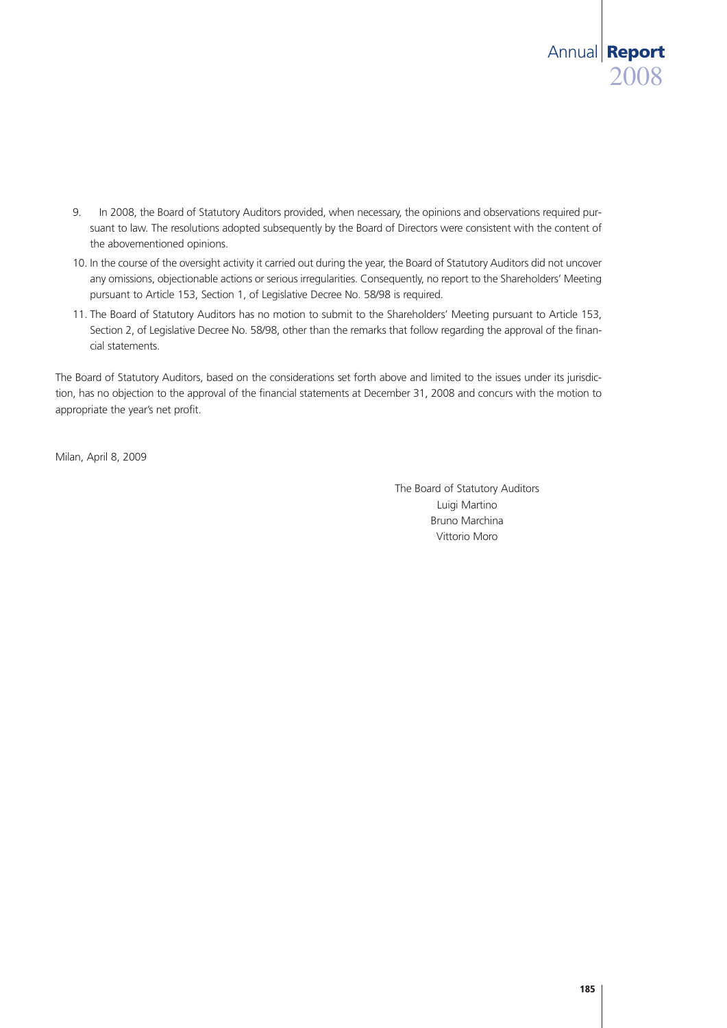9. In 2008, the Board of Statutory Auditors provided, when necessary, the opinions and observations required pursuant to law. The resolutions adopted subsequently by the Board of Directors were consistent with the content of the abovementioned opinions.
10. In the course of the oversight activity it carried out during the year, the Board of Statutory Auditors did not uncover any omissions, objectionable actions or serious irregularities. Consequently, no report to the Shareholders' Meeting pursuant to Article 153, Section 1, of Legislative Decree No. 58/98 is required.
11. The Board of Statutory Auditors has no motion to submit to the Shareholders' Meeting pursuant to Article 153, Section 2, of Legislative Decree No. 58/98, other than the remarks that follow regarding the approval of the financial statements.

The Board of Statutory Auditors, based on the considerations set forth above and limited to the issues under its jurisdiction, has no objection to the approval of the financial statements at December 31, 2008 and concurs with the motion to appropriate the year's net profit.

Milan, April 8, 2009

The Board of Statutory Auditors
Luigi Martino
Bruno Marchina
Vittorio Moro